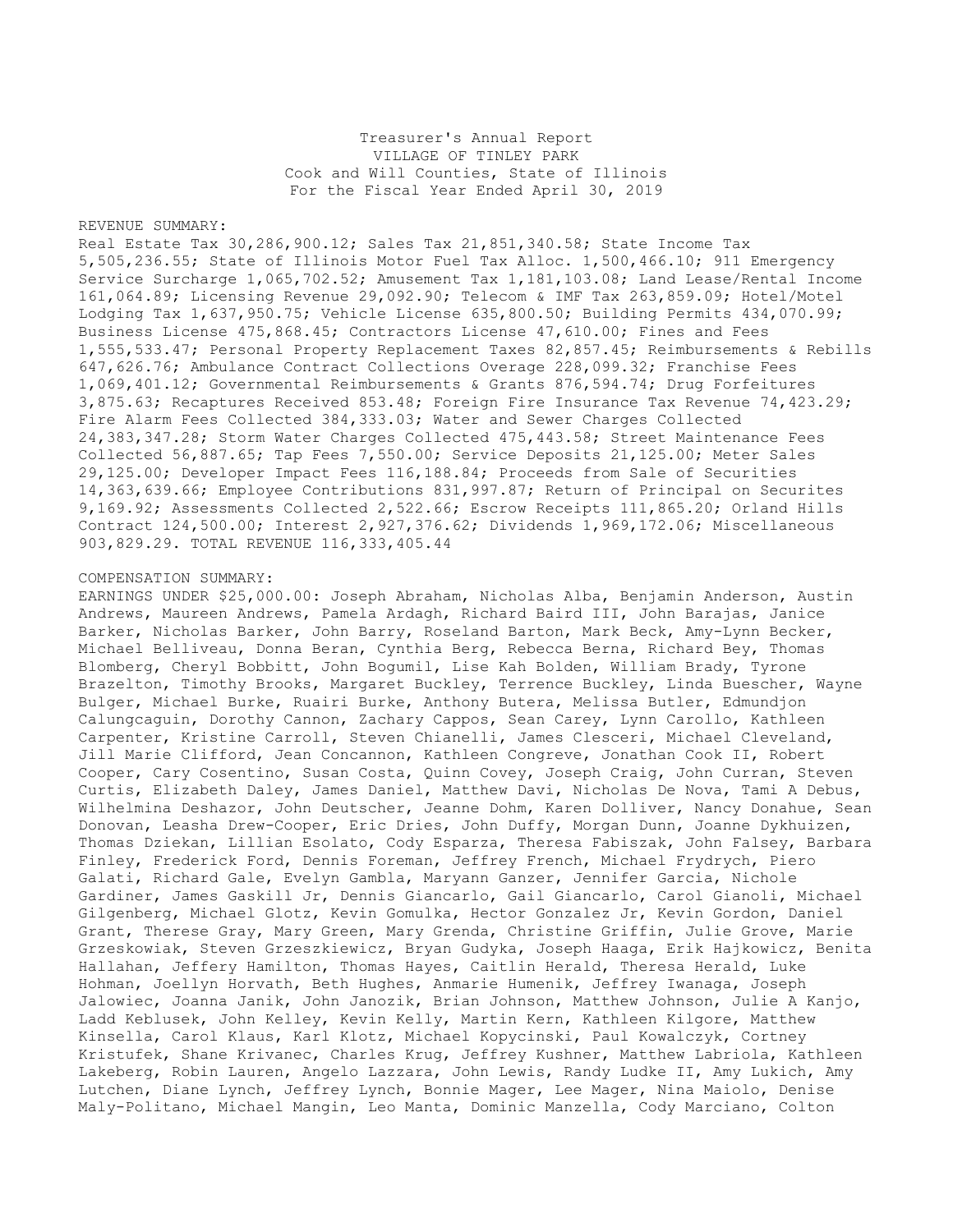Treasurer's Annual Report
VILLAGE OF TINLEY PARK
Cook and Will Counties, State of Illinois
For the Fiscal Year Ended April 30, 2019

REVENUE SUMMARY:
Real Estate Tax 30,286,900.12; Sales Tax 21,851,340.58; State Income Tax 5,505,236.55; State of Illinois Motor Fuel Tax Alloc. 1,500,466.10; 911 Emergency Service Surcharge 1,065,702.52; Amusement Tax 1,181,103.08; Land Lease/Rental Income 161,064.89; Licensing Revenue 29,092.90; Telecom & IMF Tax 263,859.09; Hotel/Motel Lodging Tax 1,637,950.75; Vehicle License 635,800.50; Building Permits 434,070.99; Business License 475,868.45; Contractors License 47,610.00; Fines and Fees 1,555,533.47; Personal Property Replacement Taxes 82,857.45; Reimbursements & Rebills 647,626.76; Ambulance Contract Collections Overage 228,099.32; Franchise Fees 1,069,401.12; Governmental Reimbursements & Grants 876,594.74; Drug Forfeitures 3,875.63; Recaptures Received 853.48; Foreign Fire Insurance Tax Revenue 74,423.29; Fire Alarm Fees Collected 384,333.03; Water and Sewer Charges Collected 24,383,347.28; Storm Water Charges Collected 475,443.58; Street Maintenance Fees Collected 56,887.65; Tap Fees 7,550.00; Service Deposits 21,125.00; Meter Sales 29,125.00; Developer Impact Fees 116,188.84; Proceeds from Sale of Securities 14,363,639.66; Employee Contributions 831,997.87; Return of Principal on Securites 9,169.92; Assessments Collected 2,522.66; Escrow Receipts 111,865.20; Orland Hills Contract 124,500.00; Interest 2,927,376.62; Dividends 1,969,172.06; Miscellaneous 903,829.29. TOTAL REVENUE 116,333,405.44

COMPENSATION SUMMARY:
EARNINGS UNDER $25,000.00: Joseph Abraham, Nicholas Alba, Benjamin Anderson, Austin Andrews, Maureen Andrews, Pamela Ardagh, Richard Baird III, John Barajas, Janice Barker, Nicholas Barker, John Barry, Roseland Barton, Mark Beck, Amy-Lynn Becker, Michael Belliveau, Donna Beran, Cynthia Berg, Rebecca Berna, Richard Bey, Thomas Blomberg, Cheryl Bobbitt, John Bogumil, Lise Kah Bolden, William Brady, Tyrone Brazelton, Timothy Brooks, Margaret Buckley, Terrence Buckley, Linda Buescher, Wayne Bulger, Michael Burke, Ruairi Burke, Anthony Butera, Melissa Butler, Edmundjon Calungcaguin, Dorothy Cannon, Zachary Cappos, Sean Carey, Lynn Carollo, Kathleen Carpenter, Kristine Carroll, Steven Chianelli, James Clesceri, Michael Cleveland, Jill Marie Clifford, Jean Concannon, Kathleen Congreve, Jonathan Cook II, Robert Cooper, Cary Cosentino, Susan Costa, Quinn Covey, Joseph Craig, John Curran, Steven Curtis, Elizabeth Daley, James Daniel, Matthew Davi, Nicholas De Nova, Tami A Debus, Wilhelmina Deshazor, John Deutscher, Jeanne Dohm, Karen Dolliver, Nancy Donahue, Sean Donovan, Leasha Drew-Cooper, Eric Dries, John Duffy, Morgan Dunn, Joanne Dykhuizen, Thomas Dziekan, Lillian Esolato, Cody Esparza, Theresa Fabiszak, John Falsey, Barbara Finley, Frederick Ford, Dennis Foreman, Jeffrey French, Michael Frydrych, Piero Galati, Richard Gale, Evelyn Gambla, Maryann Ganzer, Jennifer Garcia, Nichole Gardiner, James Gaskill Jr, Dennis Giancarlo, Gail Giancarlo, Carol Gianoli, Michael Gilgenberg, Michael Glotz, Kevin Gomulka, Hector Gonzalez Jr, Kevin Gordon, Daniel Grant, Therese Gray, Mary Green, Mary Grenda, Christine Griffin, Julie Grove, Marie Grzeskowiak, Steven Grzeszkiewicz, Bryan Gudyka, Joseph Haaga, Erik Hajkowicz, Benita Hallahan, Jeffery Hamilton, Thomas Hayes, Caitlin Herald, Theresa Herald, Luke Hohman, Joellyn Horvath, Beth Hughes, Anmarie Humenik, Jeffrey Iwanaga, Joseph Jalowiec, Joanna Janik, John Janozik, Brian Johnson, Matthew Johnson, Julie A Kanjo, Ladd Keblusek, John Kelley, Kevin Kelly, Martin Kern, Kathleen Kilgore, Matthew Kinsella, Carol Klaus, Karl Klotz, Michael Kopycinski, Paul Kowalczyk, Cortney Kristufek, Shane Krivanec, Charles Krug, Jeffrey Kushner, Matthew Labriola, Kathleen Lakeberg, Robin Lauren, Angelo Lazzara, John Lewis, Randy Ludke II, Amy Lukich, Amy Lutchen, Diane Lynch, Jeffrey Lynch, Bonnie Mager, Lee Mager, Nina Maiolo, Denise Maly-Politano, Michael Mangin, Leo Manta, Dominic Manzella, Cody Marciano, Colton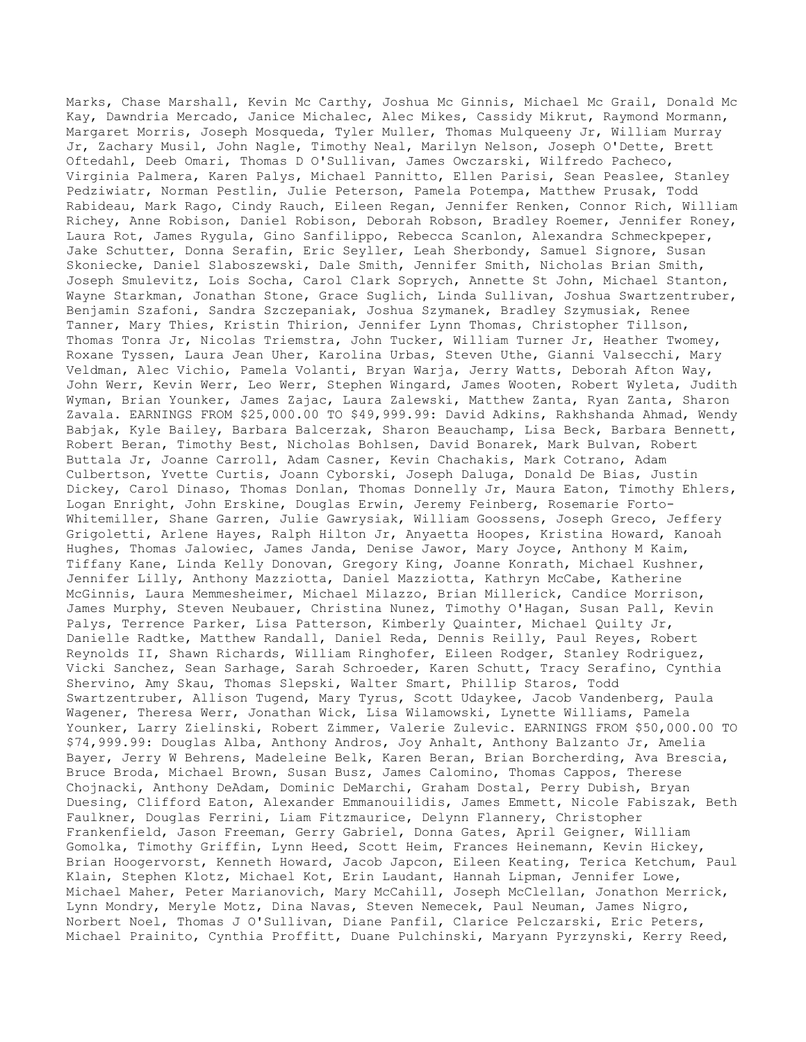Marks, Chase Marshall, Kevin Mc Carthy, Joshua Mc Ginnis, Michael Mc Grail, Donald Mc Kay, Dawndria Mercado, Janice Michalec, Alec Mikes, Cassidy Mikrut, Raymond Mormann, Margaret Morris, Joseph Mosqueda, Tyler Muller, Thomas Mulqueeny Jr, William Murray Jr, Zachary Musil, John Nagle, Timothy Neal, Marilyn Nelson, Joseph O'Dette, Brett Oftedahl, Deeb Omari, Thomas D O'Sullivan, James Owczarski, Wilfredo Pacheco, Virginia Palmera, Karen Palys, Michael Pannitto, Ellen Parisi, Sean Peaslee, Stanley Pedziwiatr, Norman Pestlin, Julie Peterson, Pamela Potempa, Matthew Prusak, Todd Rabideau, Mark Rago, Cindy Rauch, Eileen Regan, Jennifer Renken, Connor Rich, William Richey, Anne Robison, Daniel Robison, Deborah Robson, Bradley Roemer, Jennifer Roney, Laura Rot, James Rygula, Gino Sanfilippo, Rebecca Scanlon, Alexandra Schmeckpeper, Jake Schutter, Donna Serafin, Eric Seyller, Leah Sherbondy, Samuel Signore, Susan Skoniecke, Daniel Slaboszewski, Dale Smith, Jennifer Smith, Nicholas Brian Smith, Joseph Smulevitz, Lois Socha, Carol Clark Soprych, Annette St John, Michael Stanton, Wayne Starkman, Jonathan Stone, Grace Suglich, Linda Sullivan, Joshua Swartzentruber, Benjamin Szafoni, Sandra Szczepaniak, Joshua Szymanek, Bradley Szymusiak, Renee Tanner, Mary Thies, Kristin Thirion, Jennifer Lynn Thomas, Christopher Tillson, Thomas Tonra Jr, Nicolas Triemstra, John Tucker, William Turner Jr, Heather Twomey, Roxane Tyssen, Laura Jean Uher, Karolina Urbas, Steven Uthe, Gianni Valsecchi, Mary Veldman, Alec Vichio, Pamela Volanti, Bryan Warja, Jerry Watts, Deborah Afton Way, John Werr, Kevin Werr, Leo Werr, Stephen Wingard, James Wooten, Robert Wyleta, Judith Wyman, Brian Younker, James Zajac, Laura Zalewski, Matthew Zanta, Ryan Zanta, Sharon Zavala. EARNINGS FROM $25,000.00 TO $49,999.99: David Adkins, Rakhshanda Ahmad, Wendy Babjak, Kyle Bailey, Barbara Balcerzak, Sharon Beauchamp, Lisa Beck, Barbara Bennett, Robert Beran, Timothy Best, Nicholas Bohlsen, David Bonarek, Mark Bulvan, Robert Buttala Jr, Joanne Carroll, Adam Casner, Kevin Chachakis, Mark Cotrano, Adam Culbertson, Yvette Curtis, Joann Cyborski, Joseph Daluga, Donald De Bias, Justin Dickey, Carol Dinaso, Thomas Donlan, Thomas Donnelly Jr, Maura Eaton, Timothy Ehlers, Logan Enright, John Erskine, Douglas Erwin, Jeremy Feinberg, Rosemarie Forto-Whitemiller, Shane Garren, Julie Gawrysiak, William Goossens, Joseph Greco, Jeffery Grigoletti, Arlene Hayes, Ralph Hilton Jr, Anyaetta Hoopes, Kristina Howard, Kanoah Hughes, Thomas Jalowiec, James Janda, Denise Jawor, Mary Joyce, Anthony M Kaim, Tiffany Kane, Linda Kelly Donovan, Gregory King, Joanne Konrath, Michael Kushner, Jennifer Lilly, Anthony Mazziotta, Daniel Mazziotta, Kathryn McCabe, Katherine McGinnis, Laura Memmesheimer, Michael Milazzo, Brian Millerick, Candice Morrison, James Murphy, Steven Neubauer, Christina Nunez, Timothy O'Hagan, Susan Pall, Kevin Palys, Terrence Parker, Lisa Patterson, Kimberly Quainter, Michael Quilty Jr, Danielle Radtke, Matthew Randall, Daniel Reda, Dennis Reilly, Paul Reyes, Robert Reynolds II, Shawn Richards, William Ringhofer, Eileen Rodger, Stanley Rodriguez, Vicki Sanchez, Sean Sarhage, Sarah Schroeder, Karen Schutt, Tracy Serafino, Cynthia Shervino, Amy Skau, Thomas Slepski, Walter Smart, Phillip Staros, Todd Swartzentruber, Allison Tugend, Mary Tyrus, Scott Udaykee, Jacob Vandenberg, Paula Wagener, Theresa Werr, Jonathan Wick, Lisa Wilamowski, Lynette Williams, Pamela Younker, Larry Zielinski, Robert Zimmer, Valerie Zulevic. EARNINGS FROM $50,000.00 TO $74,999.99: Douglas Alba, Anthony Andros, Joy Anhalt, Anthony Balzanto Jr, Amelia Bayer, Jerry W Behrens, Madeleine Belk, Karen Beran, Brian Borcherding, Ava Brescia, Bruce Broda, Michael Brown, Susan Busz, James Calomino, Thomas Cappos, Therese Chojnacki, Anthony DeAdam, Dominic DeMarchi, Graham Dostal, Perry Dubish, Bryan Duesing, Clifford Eaton, Alexander Emmanouilidis, James Emmett, Nicole Fabiszak, Beth Faulkner, Douglas Ferrini, Liam Fitzmaurice, Delynn Flannery, Christopher Frankenfield, Jason Freeman, Gerry Gabriel, Donna Gates, April Geigner, William Gomolka, Timothy Griffin, Lynn Heed, Scott Heim, Frances Heinemann, Kevin Hickey, Brian Hoogervorst, Kenneth Howard, Jacob Japcon, Eileen Keating, Terica Ketchum, Paul Klain, Stephen Klotz, Michael Kot, Erin Laudant, Hannah Lipman, Jennifer Lowe, Michael Maher, Peter Marianovich, Mary McCahill, Joseph McClellan, Jonathon Merrick, Lynn Mondry, Meryle Motz, Dina Navas, Steven Nemecek, Paul Neuman, James Nigro, Norbert Noel, Thomas J O'Sullivan, Diane Panfil, Clarice Pelczarski, Eric Peters, Michael Prainito, Cynthia Proffitt, Duane Pulchinski, Maryann Pyrzynski, Kerry Reed,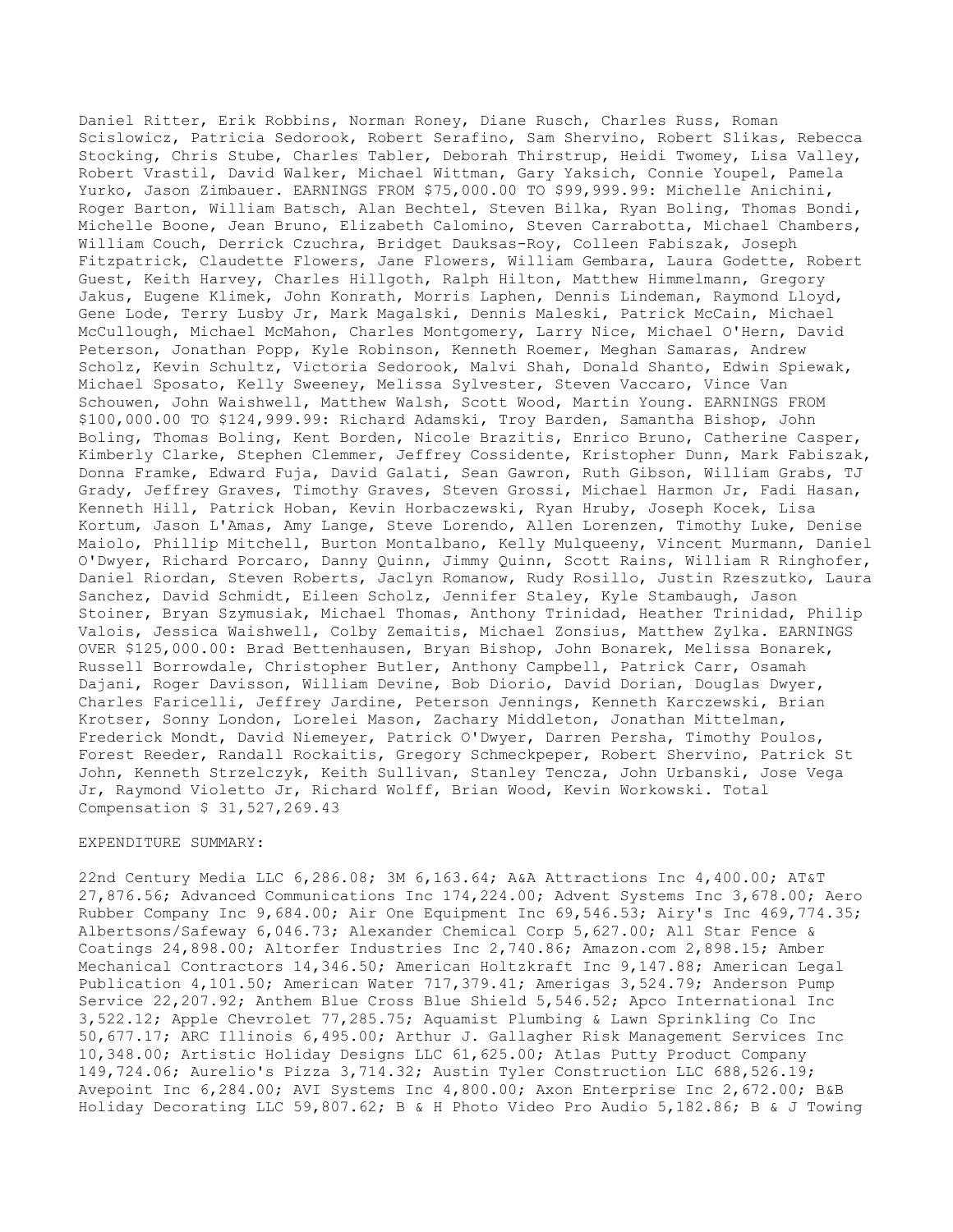Daniel Ritter, Erik Robbins, Norman Roney, Diane Rusch, Charles Russ, Roman Scislowicz, Patricia Sedorook, Robert Serafino, Sam Shervino, Robert Slikas, Rebecca Stocking, Chris Stube, Charles Tabler, Deborah Thirstrup, Heidi Twomey, Lisa Valley, Robert Vrastil, David Walker, Michael Wittman, Gary Yaksich, Connie Youpel, Pamela Yurko, Jason Zimbauer. EARNINGS FROM $75,000.00 TO $99,999.99: Michelle Anichini, Roger Barton, William Batsch, Alan Bechtel, Steven Bilka, Ryan Boling, Thomas Bondi, Michelle Boone, Jean Bruno, Elizabeth Calomino, Steven Carrabotta, Michael Chambers, William Couch, Derrick Czuchra, Bridget Dauksas-Roy, Colleen Fabiszak, Joseph Fitzpatrick, Claudette Flowers, Jane Flowers, William Gembara, Laura Godette, Robert Guest, Keith Harvey, Charles Hillgoth, Ralph Hilton, Matthew Himmelmann, Gregory Jakus, Eugene Klimek, John Konrath, Morris Laphen, Dennis Lindeman, Raymond Lloyd, Gene Lode, Terry Lusby Jr, Mark Magalski, Dennis Maleski, Patrick McCain, Michael McCullough, Michael McMahon, Charles Montgomery, Larry Nice, Michael O'Hern, David Peterson, Jonathan Popp, Kyle Robinson, Kenneth Roemer, Meghan Samaras, Andrew Scholz, Kevin Schultz, Victoria Sedorook, Malvi Shah, Donald Shanto, Edwin Spiewak, Michael Sposato, Kelly Sweeney, Melissa Sylvester, Steven Vaccaro, Vince Van Schouwen, John Waishwell, Matthew Walsh, Scott Wood, Martin Young. EARNINGS FROM $100,000.00 TO $124,999.99: Richard Adamski, Troy Barden, Samantha Bishop, John Boling, Thomas Boling, Kent Borden, Nicole Brazitis, Enrico Bruno, Catherine Casper, Kimberly Clarke, Stephen Clemmer, Jeffrey Cossidente, Kristopher Dunn, Mark Fabiszak, Donna Framke, Edward Fuja, David Galati, Sean Gawron, Ruth Gibson, William Grabs, TJ Grady, Jeffrey Graves, Timothy Graves, Steven Grossi, Michael Harmon Jr, Fadi Hasan, Kenneth Hill, Patrick Hoban, Kevin Horbaczewski, Ryan Hruby, Joseph Kocek, Lisa Kortum, Jason L'Amas, Amy Lange, Steve Lorendo, Allen Lorenzen, Timothy Luke, Denise Maiolo, Phillip Mitchell, Burton Montalbano, Kelly Mulqueeny, Vincent Murmann, Daniel O'Dwyer, Richard Porcaro, Danny Quinn, Jimmy Quinn, Scott Rains, William R Ringhofer, Daniel Riordan, Steven Roberts, Jaclyn Romanow, Rudy Rosillo, Justin Rzeszutko, Laura Sanchez, David Schmidt, Eileen Scholz, Jennifer Staley, Kyle Stambaugh, Jason Stoiner, Bryan Szymusiak, Michael Thomas, Anthony Trinidad, Heather Trinidad, Philip Valois, Jessica Waishwell, Colby Zemaitis, Michael Zonsius, Matthew Zylka. EARNINGS OVER $125,000.00: Brad Bettenhausen, Bryan Bishop, John Bonarek, Melissa Bonarek, Russell Borrowdale, Christopher Butler, Anthony Campbell, Patrick Carr, Osamah Dajani, Roger Davisson, William Devine, Bob Diorio, David Dorian, Douglas Dwyer, Charles Faricelli, Jeffrey Jardine, Peterson Jennings, Kenneth Karczewski, Brian Krotser, Sonny London, Lorelei Mason, Zachary Middleton, Jonathan Mittelman, Frederick Mondt, David Niemeyer, Patrick O'Dwyer, Darren Persha, Timothy Poulos, Forest Reeder, Randall Rockaitis, Gregory Schmeckpeper, Robert Shervino, Patrick St John, Kenneth Strzelczyk, Keith Sullivan, Stanley Tencza, John Urbanski, Jose Vega Jr, Raymond Violetto Jr, Richard Wolff, Brian Wood, Kevin Workowski. Total Compensation $ 31,527,269.43

EXPENDITURE SUMMARY:

22nd Century Media LLC 6,286.08; 3M 6,163.64; A&A Attractions Inc 4,400.00; AT&T 27,876.56; Advanced Communications Inc 174,224.00; Advent Systems Inc 3,678.00; Aero Rubber Company Inc 9,684.00; Air One Equipment Inc 69,546.53; Airy's Inc 469,774.35; Albertsons/Safeway 6,046.73; Alexander Chemical Corp 5,627.00; All Star Fence & Coatings 24,898.00; Altorfer Industries Inc 2,740.86; Amazon.com 2,898.15; Amber Mechanical Contractors 14,346.50; American Holtzkraft Inc 9,147.88; American Legal Publication 4,101.50; American Water 717,379.41; Amerigas 3,524.79; Anderson Pump Service 22,207.92; Anthem Blue Cross Blue Shield 5,546.52; Apco International Inc 3,522.12; Apple Chevrolet 77,285.75; Aquamist Plumbing & Lawn Sprinkling Co Inc 50,677.17; ARC Illinois 6,495.00; Arthur J. Gallagher Risk Management Services Inc 10,348.00; Artistic Holiday Designs LLC 61,625.00; Atlas Putty Product Company 149,724.06; Aurelio's Pizza 3,714.32; Austin Tyler Construction LLC 688,526.19; Avepoint Inc 6,284.00; AVI Systems Inc 4,800.00; Axon Enterprise Inc 2,672.00; B&B Holiday Decorating LLC 59,807.62; B & H Photo Video Pro Audio 5,182.86; B & J Towing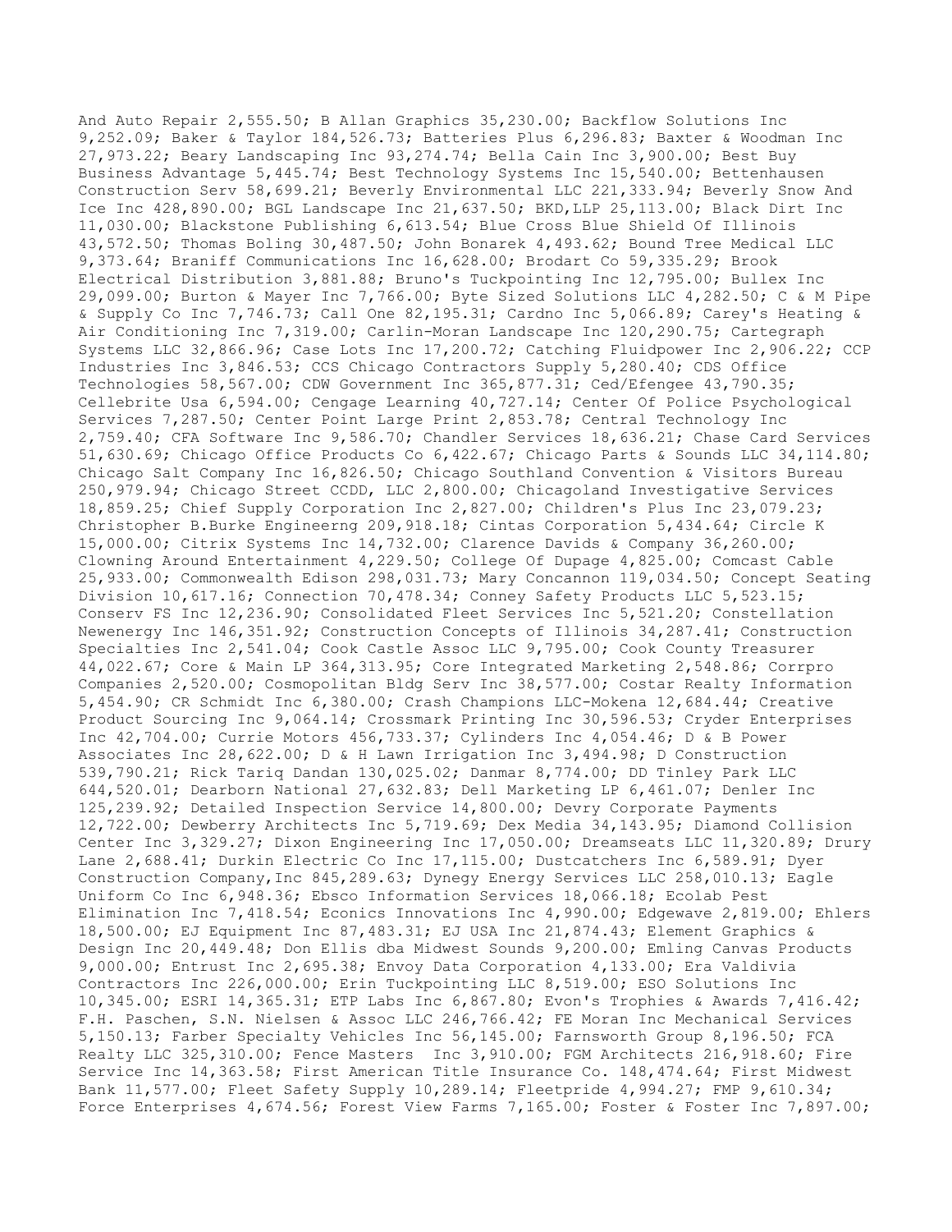And Auto Repair 2,555.50; B Allan Graphics 35,230.00; Backflow Solutions Inc 9,252.09; Baker & Taylor 184,526.73; Batteries Plus 6,296.83; Baxter & Woodman Inc 27,973.22; Beary Landscaping Inc 93,274.74; Bella Cain Inc 3,900.00; Best Buy Business Advantage 5,445.74; Best Technology Systems Inc 15,540.00; Bettenhausen Construction Serv 58,699.21; Beverly Environmental LLC 221,333.94; Beverly Snow And Ice Inc 428,890.00; BGL Landscape Inc 21,637.50; BKD,LLP 25,113.00; Black Dirt Inc 11,030.00; Blackstone Publishing 6,613.54; Blue Cross Blue Shield Of Illinois 43,572.50; Thomas Boling 30,487.50; John Bonarek 4,493.62; Bound Tree Medical LLC 9,373.64; Braniff Communications Inc 16,628.00; Brodart Co 59,335.29; Brook Electrical Distribution 3,881.88; Bruno's Tuckpointing Inc 12,795.00; Bullex Inc 29,099.00; Burton & Mayer Inc 7,766.00; Byte Sized Solutions LLC 4,282.50; C & M Pipe & Supply Co Inc 7,746.73; Call One 82,195.31; Cardno Inc 5,066.89; Carey's Heating & Air Conditioning Inc 7,319.00; Carlin-Moran Landscape Inc 120,290.75; Cartegraph Systems LLC 32,866.96; Case Lots Inc 17,200.72; Catching Fluidpower Inc 2,906.22; CCP Industries Inc 3,846.53; CCS Chicago Contractors Supply 5,280.40; CDS Office Technologies 58,567.00; CDW Government Inc 365,877.31; Ced/Efengee 43,790.35; Cellebrite Usa 6,594.00; Cengage Learning 40,727.14; Center Of Police Psychological Services 7,287.50; Center Point Large Print 2,853.78; Central Technology Inc 2,759.40; CFA Software Inc 9,586.70; Chandler Services 18,636.21; Chase Card Services 51,630.69; Chicago Office Products Co 6,422.67; Chicago Parts & Sounds LLC 34,114.80; Chicago Salt Company Inc 16,826.50; Chicago Southland Convention & Visitors Bureau 250,979.94; Chicago Street CCDD, LLC 2,800.00; Chicagoland Investigative Services 18,859.25; Chief Supply Corporation Inc 2,827.00; Children's Plus Inc 23,079.23; Christopher B.Burke Engineerng 209,918.18; Cintas Corporation 5,434.64; Circle K 15,000.00; Citrix Systems Inc 14,732.00; Clarence Davids & Company 36,260.00; Clowning Around Entertainment 4,229.50; College Of Dupage 4,825.00; Comcast Cable 25,933.00; Commonwealth Edison 298,031.73; Mary Concannon 119,034.50; Concept Seating Division 10,617.16; Connection 70,478.34; Conney Safety Products LLC 5,523.15; Conserv FS Inc 12,236.90; Consolidated Fleet Services Inc 5,521.20; Constellation Newenergy Inc 146,351.92; Construction Concepts of Illinois 34,287.41; Construction Specialties Inc 2,541.04; Cook Castle Assoc LLC 9,795.00; Cook County Treasurer 44,022.67; Core & Main LP 364,313.95; Core Integrated Marketing 2,548.86; Corrpro Companies 2,520.00; Cosmopolitan Bldg Serv Inc 38,577.00; Costar Realty Information 5,454.90; CR Schmidt Inc 6,380.00; Crash Champions LLC-Mokena 12,684.44; Creative Product Sourcing Inc 9,064.14; Crossmark Printing Inc 30,596.53; Cryder Enterprises Inc 42,704.00; Currie Motors 456,733.37; Cylinders Inc 4,054.46; D & B Power Associates Inc 28,622.00; D & H Lawn Irrigation Inc 3,494.98; D Construction 539,790.21; Rick Tariq Dandan 130,025.02; Danmar 8,774.00; DD Tinley Park LLC 644,520.01; Dearborn National 27,632.83; Dell Marketing LP 6,461.07; Denler Inc 125,239.92; Detailed Inspection Service 14,800.00; Devry Corporate Payments 12,722.00; Dewberry Architects Inc 5,719.69; Dex Media 34,143.95; Diamond Collision Center Inc 3,329.27; Dixon Engineering Inc 17,050.00; Dreamseats LLC 11,320.89; Drury Lane 2,688.41; Durkin Electric Co Inc 17,115.00; Dustcatchers Inc 6,589.91; Dyer Construction Company,Inc 845,289.63; Dynegy Energy Services LLC 258,010.13; Eagle Uniform Co Inc 6,948.36; Ebsco Information Services 18,066.18; Ecolab Pest Elimination Inc 7,418.54; Econics Innovations Inc 4,990.00; Edgewave 2,819.00; Ehlers 18,500.00; EJ Equipment Inc 87,483.31; EJ USA Inc 21,874.43; Element Graphics & Design Inc 20,449.48; Don Ellis dba Midwest Sounds 9,200.00; Emling Canvas Products 9,000.00; Entrust Inc 2,695.38; Envoy Data Corporation 4,133.00; Era Valdivia Contractors Inc 226,000.00; Erin Tuckpointing LLC 8,519.00; ESO Solutions Inc 10,345.00; ESRI 14,365.31; ETP Labs Inc 6,867.80; Evon's Trophies & Awards 7,416.42; F.H. Paschen, S.N. Nielsen & Assoc LLC 246,766.42; FE Moran Inc Mechanical Services 5,150.13; Farber Specialty Vehicles Inc 56,145.00; Farnsworth Group 8,196.50; FCA Realty LLC 325,310.00; Fence Masters Inc 3,910.00; FGM Architects 216,918.60; Fire Service Inc 14,363.58; First American Title Insurance Co. 148,474.64; First Midwest Bank 11,577.00; Fleet Safety Supply 10,289.14; Fleetpride 4,994.27; FMP 9,610.34; Force Enterprises 4,674.56; Forest View Farms 7,165.00; Foster & Foster Inc 7,897.00;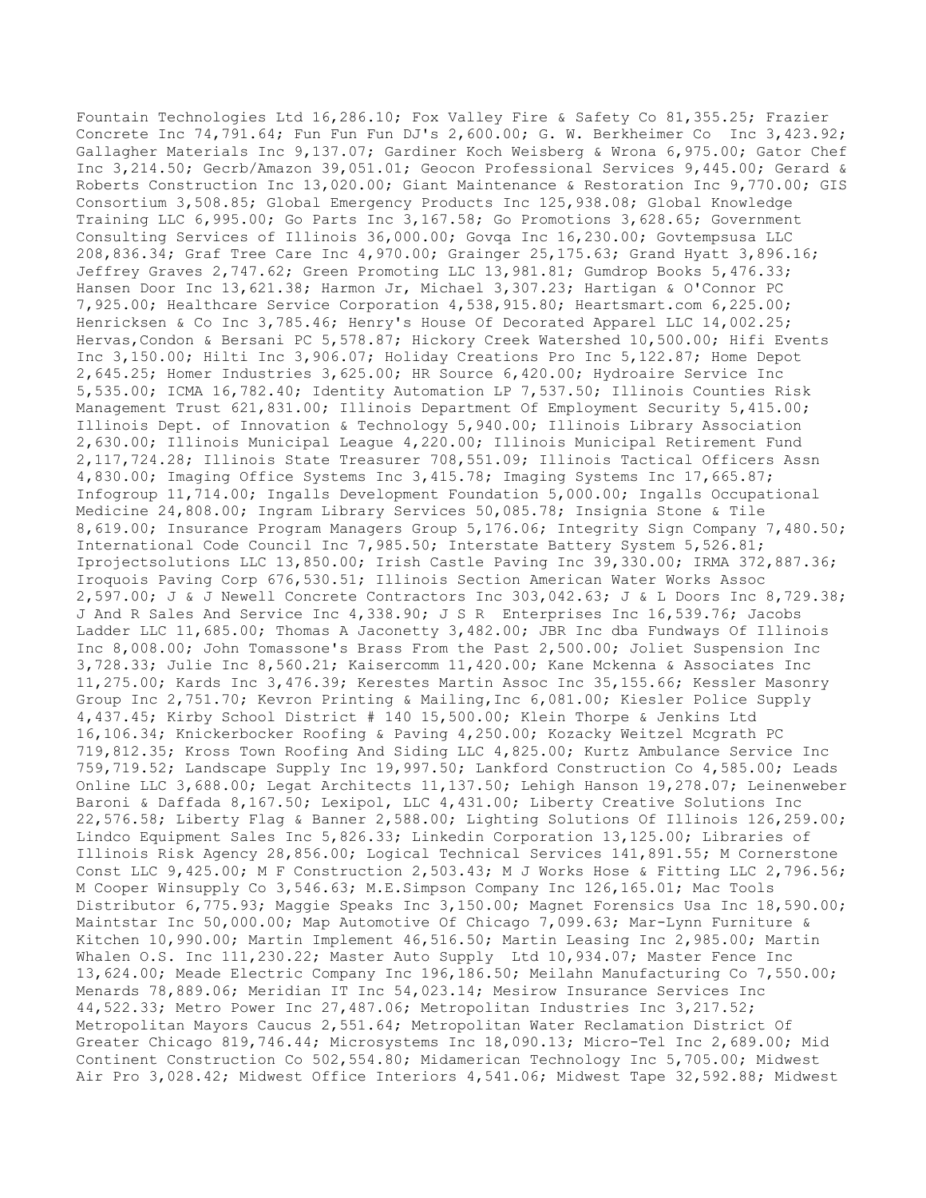Fountain Technologies Ltd 16,286.10; Fox Valley Fire & Safety Co 81,355.25; Frazier Concrete Inc 74,791.64; Fun Fun Fun DJ's 2,600.00; G. W. Berkheimer Co  Inc 3,423.92; Gallagher Materials Inc 9,137.07; Gardiner Koch Weisberg & Wrona 6,975.00; Gator Chef Inc 3,214.50; Gecrb/Amazon 39,051.01; Geocon Professional Services 9,445.00; Gerard & Roberts Construction Inc 13,020.00; Giant Maintenance & Restoration Inc 9,770.00; GIS Consortium 3,508.85; Global Emergency Products Inc 125,938.08; Global Knowledge Training LLC 6,995.00; Go Parts Inc 3,167.58; Go Promotions 3,628.65; Government Consulting Services of Illinois 36,000.00; Govqa Inc 16,230.00; Govtempsusa LLC 208,836.34; Graf Tree Care Inc 4,970.00; Grainger 25,175.63; Grand Hyatt 3,896.16; Jeffrey Graves 2,747.62; Green Promoting LLC 13,981.81; Gumdrop Books 5,476.33; Hansen Door Inc 13,621.38; Harmon Jr, Michael 3,307.23; Hartigan & O'Connor PC 7,925.00; Healthcare Service Corporation 4,538,915.80; Heartsmart.com 6,225.00; Henricksen & Co Inc 3,785.46; Henry's House Of Decorated Apparel LLC 14,002.25; Hervas,Condon & Bersani PC 5,578.87; Hickory Creek Watershed 10,500.00; Hifi Events Inc 3,150.00; Hilti Inc 3,906.07; Holiday Creations Pro Inc 5,122.87; Home Depot 2,645.25; Homer Industries 3,625.00; HR Source 6,420.00; Hydroaire Service Inc 5,535.00; ICMA 16,782.40; Identity Automation LP 7,537.50; Illinois Counties Risk Management Trust 621,831.00; Illinois Department Of Employment Security 5,415.00; Illinois Dept. of Innovation & Technology 5,940.00; Illinois Library Association 2,630.00; Illinois Municipal League 4,220.00; Illinois Municipal Retirement Fund 2,117,724.28; Illinois State Treasurer 708,551.09; Illinois Tactical Officers Assn 4,830.00; Imaging Office Systems Inc 3,415.78; Imaging Systems Inc 17,665.87; Infogroup 11,714.00; Ingalls Development Foundation 5,000.00; Ingalls Occupational Medicine 24,808.00; Ingram Library Services 50,085.78; Insignia Stone & Tile 8,619.00; Insurance Program Managers Group 5,176.06; Integrity Sign Company 7,480.50; International Code Council Inc 7,985.50; Interstate Battery System 5,526.81; Iprojectsolutions LLC 13,850.00; Irish Castle Paving Inc 39,330.00; IRMA 372,887.36; Iroquois Paving Corp 676,530.51; Illinois Section American Water Works Assoc 2,597.00; J & J Newell Concrete Contractors Inc 303,042.63; J & L Doors Inc 8,729.38; J And R Sales And Service Inc 4,338.90; J S R  Enterprises Inc 16,539.76; Jacobs Ladder LLC 11,685.00; Thomas A Jaconetty 3,482.00; JBR Inc dba Fundways Of Illinois Inc 8,008.00; John Tomassone's Brass From the Past 2,500.00; Joliet Suspension Inc 3,728.33; Julie Inc 8,560.21; Kaisercomm 11,420.00; Kane Mckenna & Associates Inc 11,275.00; Kards Inc 3,476.39; Kerestes Martin Assoc Inc 35,155.66; Kessler Masonry Group Inc 2,751.70; Kevron Printing & Mailing,Inc 6,081.00; Kiesler Police Supply 4,437.45; Kirby School District # 140 15,500.00; Klein Thorpe & Jenkins Ltd 16,106.34; Knickerbocker Roofing & Paving 4,250.00; Kozacky Weitzel Mcgrath PC 719,812.35; Kross Town Roofing And Siding LLC 4,825.00; Kurtz Ambulance Service Inc 759,719.52; Landscape Supply Inc 19,997.50; Lankford Construction Co 4,585.00; Leads Online LLC 3,688.00; Legat Architects 11,137.50; Lehigh Hanson 19,278.07; Leinenweber Baroni & Daffada 8,167.50; Lexipol, LLC 4,431.00; Liberty Creative Solutions Inc 22,576.58; Liberty Flag & Banner 2,588.00; Lighting Solutions Of Illinois 126,259.00; Lindco Equipment Sales Inc 5,826.33; Linkedin Corporation 13,125.00; Libraries of Illinois Risk Agency 28,856.00; Logical Technical Services 141,891.55; M Cornerstone Const LLC 9,425.00; M F Construction 2,503.43; M J Works Hose & Fitting LLC 2,796.56; M Cooper Winsupply Co 3,546.63; M.E.Simpson Company Inc 126,165.01; Mac Tools Distributor 6,775.93; Maggie Speaks Inc 3,150.00; Magnet Forensics Usa Inc 18,590.00; Maintstar Inc 50,000.00; Map Automotive Of Chicago 7,099.63; Mar-Lynn Furniture & Kitchen 10,990.00; Martin Implement 46,516.50; Martin Leasing Inc 2,985.00; Martin Whalen O.S. Inc 111,230.22; Master Auto Supply  Ltd 10,934.07; Master Fence Inc 13,624.00; Meade Electric Company Inc 196,186.50; Meilahn Manufacturing Co 7,550.00; Menards 78,889.06; Meridian IT Inc 54,023.14; Mesirow Insurance Services Inc 44,522.33; Metro Power Inc 27,487.06; Metropolitan Industries Inc 3,217.52; Metropolitan Mayors Caucus 2,551.64; Metropolitan Water Reclamation District Of Greater Chicago 819,746.44; Microsystems Inc 18,090.13; Micro-Tel Inc 2,689.00; Mid Continent Construction Co 502,554.80; Midamerican Technology Inc 5,705.00; Midwest Air Pro 3,028.42; Midwest Office Interiors 4,541.06; Midwest Tape 32,592.88; Midwest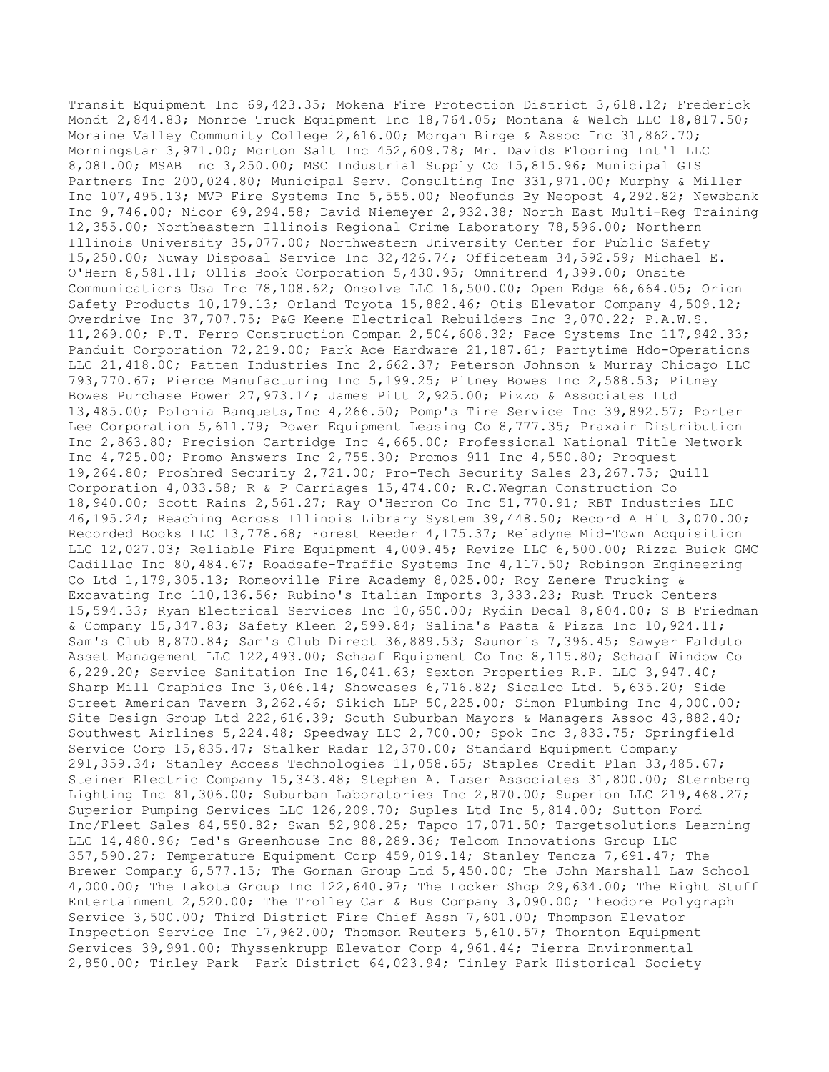Transit Equipment Inc 69,423.35; Mokena Fire Protection District 3,618.12; Frederick Mondt 2,844.83; Monroe Truck Equipment Inc 18,764.05; Montana & Welch LLC 18,817.50; Moraine Valley Community College 2,616.00; Morgan Birge & Assoc Inc 31,862.70; Morningstar 3,971.00; Morton Salt Inc 452,609.78; Mr. Davids Flooring Int'l LLC 8,081.00; MSAB Inc 3,250.00; MSC Industrial Supply Co 15,815.96; Municipal GIS Partners Inc 200,024.80; Municipal Serv. Consulting Inc 331,971.00; Murphy & Miller Inc 107,495.13; MVP Fire Systems Inc 5,555.00; Neofunds By Neopost 4,292.82; Newsbank Inc 9,746.00; Nicor 69,294.58; David Niemeyer 2,932.38; North East Multi-Reg Training 12,355.00; Northeastern Illinois Regional Crime Laboratory 78,596.00; Northern Illinois University 35,077.00; Northwestern University Center for Public Safety 15,250.00; Nuway Disposal Service Inc 32,426.74; Officeteam 34,592.59; Michael E. O'Hern 8,581.11; Ollis Book Corporation 5,430.95; Omnitrend 4,399.00; Onsite Communications Usa Inc 78,108.62; Onsolve LLC 16,500.00; Open Edge 66,664.05; Orion Safety Products 10,179.13; Orland Toyota 15,882.46; Otis Elevator Company 4,509.12; Overdrive Inc 37,707.75; P&G Keene Electrical Rebuilders Inc 3,070.22; P.A.W.S. 11,269.00; P.T. Ferro Construction Compan 2,504,608.32; Pace Systems Inc 117,942.33; Panduit Corporation 72,219.00; Park Ace Hardware 21,187.61; Partytime Hdo-Operations LLC 21,418.00; Patten Industries Inc 2,662.37; Peterson Johnson & Murray Chicago LLC 793,770.67; Pierce Manufacturing Inc 5,199.25; Pitney Bowes Inc 2,588.53; Pitney Bowes Purchase Power 27,973.14; James Pitt 2,925.00; Pizzo & Associates Ltd 13,485.00; Polonia Banquets,Inc 4,266.50; Pomp's Tire Service Inc 39,892.57; Porter Lee Corporation 5,611.79; Power Equipment Leasing Co 8,777.35; Praxair Distribution Inc 2,863.80; Precision Cartridge Inc 4,665.00; Professional National Title Network Inc 4,725.00; Promo Answers Inc 2,755.30; Promos 911 Inc 4,550.80; Proquest 19,264.80; Proshred Security 2,721.00; Pro-Tech Security Sales 23,267.75; Quill Corporation 4,033.58; R & P Carriages 15,474.00; R.C.Wegman Construction Co 18,940.00; Scott Rains 2,561.27; Ray O'Herron Co Inc 51,770.91; RBT Industries LLC 46,195.24; Reaching Across Illinois Library System 39,448.50; Record A Hit 3,070.00; Recorded Books LLC 13,778.68; Forest Reeder 4,175.37; Reladyne Mid-Town Acquisition LLC 12,027.03; Reliable Fire Equipment 4,009.45; Revize LLC 6,500.00; Rizza Buick GMC Cadillac Inc 80,484.67; Roadsafe-Traffic Systems Inc 4,117.50; Robinson Engineering Co Ltd 1,179,305.13; Romeoville Fire Academy 8,025.00; Roy Zenere Trucking & Excavating Inc 110,136.56; Rubino's Italian Imports 3,333.23; Rush Truck Centers 15,594.33; Ryan Electrical Services Inc 10,650.00; Rydin Decal 8,804.00; S B Friedman & Company 15,347.83; Safety Kleen 2,599.84; Salina's Pasta & Pizza Inc 10,924.11; Sam's Club 8,870.84; Sam's Club Direct 36,889.53; Saunoris 7,396.45; Sawyer Falduto Asset Management LLC 122,493.00; Schaaf Equipment Co Inc 8,115.80; Schaaf Window Co 6,229.20; Service Sanitation Inc 16,041.63; Sexton Properties R.P. LLC 3,947.40; Sharp Mill Graphics Inc 3,066.14; Showcases 6,716.82; Sicalco Ltd. 5,635.20; Side Street American Tavern 3,262.46; Sikich LLP 50,225.00; Simon Plumbing Inc 4,000.00; Site Design Group Ltd 222,616.39; South Suburban Mayors & Managers Assoc 43,882.40; Southwest Airlines 5,224.48; Speedway LLC 2,700.00; Spok Inc 3,833.75; Springfield Service Corp 15,835.47; Stalker Radar 12,370.00; Standard Equipment Company 291,359.34; Stanley Access Technologies 11,058.65; Staples Credit Plan 33,485.67; Steiner Electric Company 15,343.48; Stephen A. Laser Associates 31,800.00; Sternberg Lighting Inc 81,306.00; Suburban Laboratories Inc 2,870.00; Superion LLC 219,468.27; Superior Pumping Services LLC 126,209.70; Suples Ltd Inc 5,814.00; Sutton Ford Inc/Fleet Sales 84,550.82; Swan 52,908.25; Tapco 17,071.50; Targetsolutions Learning LLC 14,480.96; Ted's Greenhouse Inc 88,289.36; Telcom Innovations Group LLC 357,590.27; Temperature Equipment Corp 459,019.14; Stanley Tencza 7,691.47; The Brewer Company 6,577.15; The Gorman Group Ltd 5,450.00; The John Marshall Law School 4,000.00; The Lakota Group Inc 122,640.97; The Locker Shop 29,634.00; The Right Stuff Entertainment 2,520.00; The Trolley Car & Bus Company 3,090.00; Theodore Polygraph Service 3,500.00; Third District Fire Chief Assn 7,601.00; Thompson Elevator Inspection Service Inc 17,962.00; Thomson Reuters 5,610.57; Thornton Equipment Services 39,991.00; Thyssenkrupp Elevator Corp 4,961.44; Tierra Environmental 2,850.00; Tinley Park  Park District 64,023.94; Tinley Park Historical Society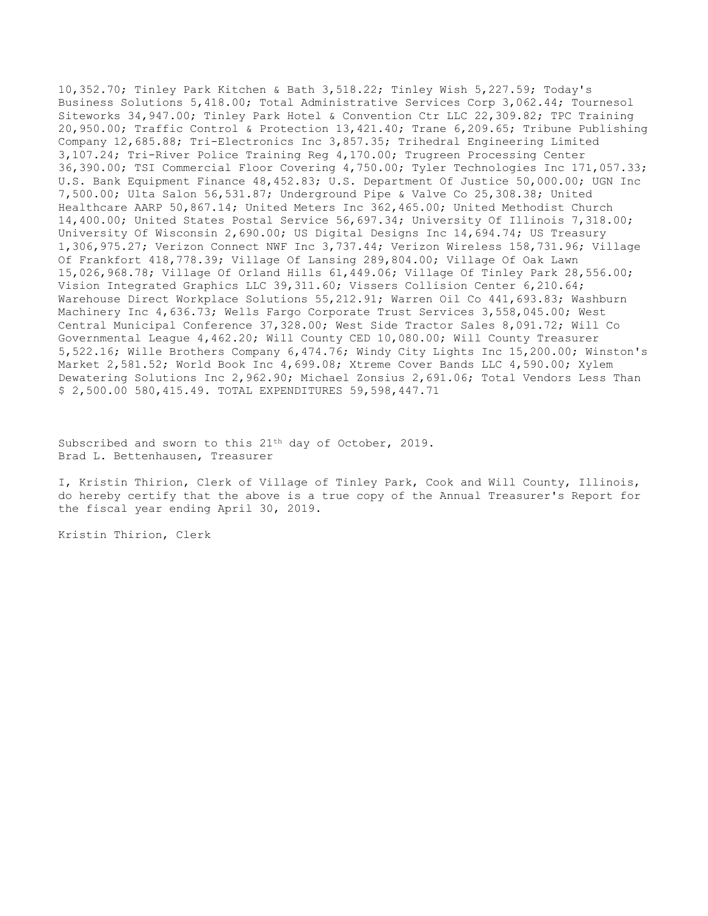10,352.70; Tinley Park Kitchen & Bath 3,518.22; Tinley Wish 5,227.59; Today's Business Solutions 5,418.00; Total Administrative Services Corp 3,062.44; Tournesol Siteworks 34,947.00; Tinley Park Hotel & Convention Ctr LLC 22,309.82; TPC Training 20,950.00; Traffic Control & Protection 13,421.40; Trane 6,209.65; Tribune Publishing Company 12,685.88; Tri-Electronics Inc 3,857.35; Trihedral Engineering Limited 3,107.24; Tri-River Police Training Reg 4,170.00; Trugreen Processing Center 36,390.00; TSI Commercial Floor Covering 4,750.00; Tyler Technologies Inc 171,057.33; U.S. Bank Equipment Finance 48,452.83; U.S. Department Of Justice 50,000.00; UGN Inc 7,500.00; Ulta Salon 56,531.87; Underground Pipe & Valve Co 25,308.38; United Healthcare AARP 50,867.14; United Meters Inc 362,465.00; United Methodist Church 14,400.00; United States Postal Service 56,697.34; University Of Illinois 7,318.00; University Of Wisconsin 2,690.00; US Digital Designs Inc 14,694.74; US Treasury 1,306,975.27; Verizon Connect NWF Inc 3,737.44; Verizon Wireless 158,731.96; Village Of Frankfort 418,778.39; Village Of Lansing 289,804.00; Village Of Oak Lawn 15,026,968.78; Village Of Orland Hills 61,449.06; Village Of Tinley Park 28,556.00; Vision Integrated Graphics LLC 39,311.60; Vissers Collision Center 6,210.64; Warehouse Direct Workplace Solutions 55,212.91; Warren Oil Co 441,693.83; Washburn Machinery Inc 4,636.73; Wells Fargo Corporate Trust Services 3,558,045.00; West Central Municipal Conference 37,328.00; West Side Tractor Sales 8,091.72; Will Co Governmental League 4,462.20; Will County CED 10,080.00; Will County Treasurer 5,522.16; Wille Brothers Company 6,474.76; Windy City Lights Inc 15,200.00; Winston's Market 2,581.52; World Book Inc 4,699.08; Xtreme Cover Bands LLC 4,590.00; Xylem Dewatering Solutions Inc 2,962.90; Michael Zonsius 2,691.06; Total Vendors Less Than $ 2,500.00 580,415.49. TOTAL EXPENDITURES 59,598,447.71

Subscribed and sworn to this 21th day of October, 2019.
Brad L. Bettenhausen, Treasurer

I, Kristin Thirion, Clerk of Village of Tinley Park, Cook and Will County, Illinois, do hereby certify that the above is a true copy of the Annual Treasurer's Report for the fiscal year ending April 30, 2019.

Kristin Thirion, Clerk